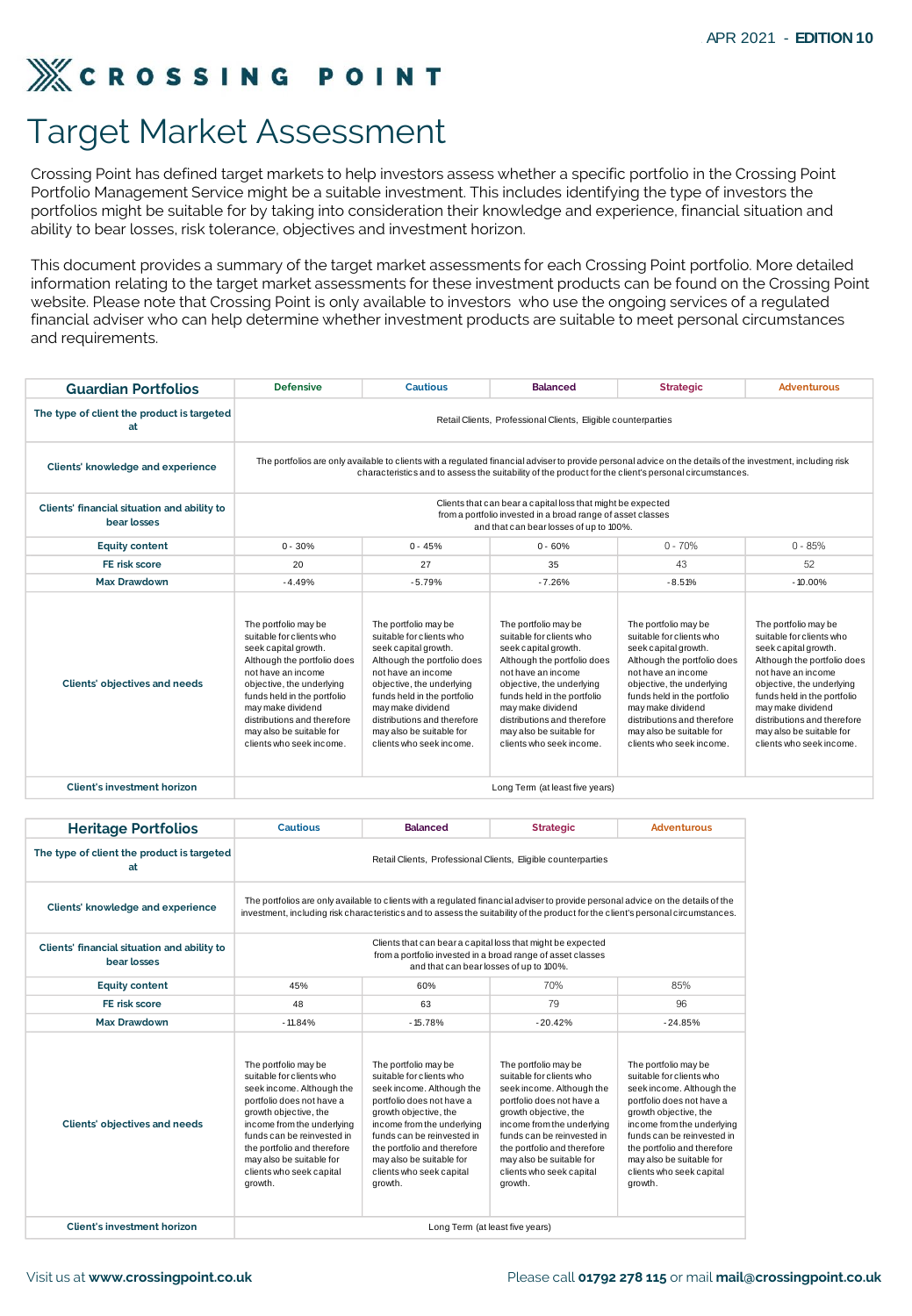APR 2021 - **EDITION 10**

# CROSSING POINT

## Target Market Assessment

Crossing Point has defined target markets to help investors assess whether a specific portfolio in the Crossing Point Portfolio Management Service might be a suitable investment. This includes identifying the type of investors the portfolios might be suitable for by taking into consideration their knowledge and experience, financial situation and ability to bear losses, risk tolerance, objectives and investment horizon.

This document provides a summary of the target market assessments for each Crossing Point portfolio. More detailed information relating to the target market assessments for these investment products can be found on the Crossing Point website. Please note that Crossing Point is only available to investors who use the ongoing services of a regulated financial adviser who can help determine whether investment products are suitable to meet personal circumstances and requirements.

| Guardian Portfolios | Defensive | Cautious | Balanced | Strategic | Adventurous |
|---|---|---|---|---|---|
| The type of client the product is targeted at | Retail Clients, Professional Clients, Eligible counterparties | | | | |
| Clients' knowledge and experience | The portfolios are only available to clients with a regulated financial adviser to provide personal advice on the details of the investment, including risk characteristics and to assess the suitability of the product for the client's personal circumstances. | | | | |
| Clients' financial situation and ability to bear losses | Clients that can bear a capital loss that might be expected from a portfolio invested in a broad range of asset classes and that can bear losses of up to 100%. | | | | |
| Equity content | 0 - 30% | 0 - 45% | 0 - 60% | 0 - 70% | 0 - 85% |
| FE risk score | 20 | 27 | 35 | 43 | 52 |
| Max Drawdown | -4.49% | -5.79% | -7.26% | -8.51% | -10.00% |
| Clients' objectives and needs | The portfolio may be suitable for clients who seek capital growth. Although the portfolio does not have an income objective, the underlying funds held in the portfolio may make dividend distributions and therefore may also be suitable for clients who seek income. | The portfolio may be suitable for clients who seek capital growth. Although the portfolio does not have an income objective, the underlying funds held in the portfolio may make dividend distributions and therefore may also be suitable for clients who seek income. | The portfolio may be suitable for clients who seek capital growth. Although the portfolio does not have an income objective, the underlying funds held in the portfolio may make dividend distributions and therefore may also be suitable for clients who seek income. | The portfolio may be suitable for clients who seek capital growth. Although the portfolio does not have an income objective, the underlying funds held in the portfolio may make dividend distributions and therefore may also be suitable for clients who seek income. | The portfolio may be suitable for clients who seek capital growth. Although the portfolio does not have an income objective, the underlying funds held in the portfolio may make dividend distributions and therefore may also be suitable for clients who seek income. |
| Client's investment horizon | Long Term (at least five years) | | | | |

| Heritage Portfolios | Cautious | Balanced | Strategic | Adventurous |
|---|---|---|---|---|
| The type of client the product is targeted at | Retail Clients, Professional Clients, Eligible counterparties | | | |
| Clients' knowledge and experience | The portfolios are only available to clients with a regulated financial adviser to provide personal advice on the details of the investment, including risk characteristics and to assess the suitability of the product for the client's personal circumstances. | | | |
| Clients' financial situation and ability to bear losses | Clients that can bear a capital loss that might be expected from a portfolio invested in a broad range of asset classes and that can bear losses of up to 100%. | | | |
| Equity content | 45% | 60% | 70% | 85% |
| FE risk score | 48 | 63 | 79 | 96 |
| Max Drawdown | -11.84% | -15.78% | -20.42% | -24.85% |
| Clients' objectives and needs | The portfolio may be suitable for clients who seek income. Although the portfolio does not have a growth objective, the income from the underlying funds can be reinvested in the portfolio and therefore may also be suitable for clients who seek capital growth. | The portfolio may be suitable for clients who seek income. Although the portfolio does not have a growth objective, the income from the underlying funds can be reinvested in the portfolio and therefore may also be suitable for clients who seek capital growth. | The portfolio may be suitable for clients who seek income. Although the portfolio does not have a growth objective, the income from the underlying funds can be reinvested in the portfolio and therefore may also be suitable for clients who seek capital growth. | The portfolio may be suitable for clients who seek income. Although the portfolio does not have a growth objective, the income from the underlying funds can be reinvested in the portfolio and therefore may also be suitable for clients who seek capital growth. |
| Client's investment horizon | Long Term (at least five years) | | | |

Visit us at **www.crossingpoint.co.uk** Please call **01792 278 115** or mail **mail@crossingpoint.co.uk**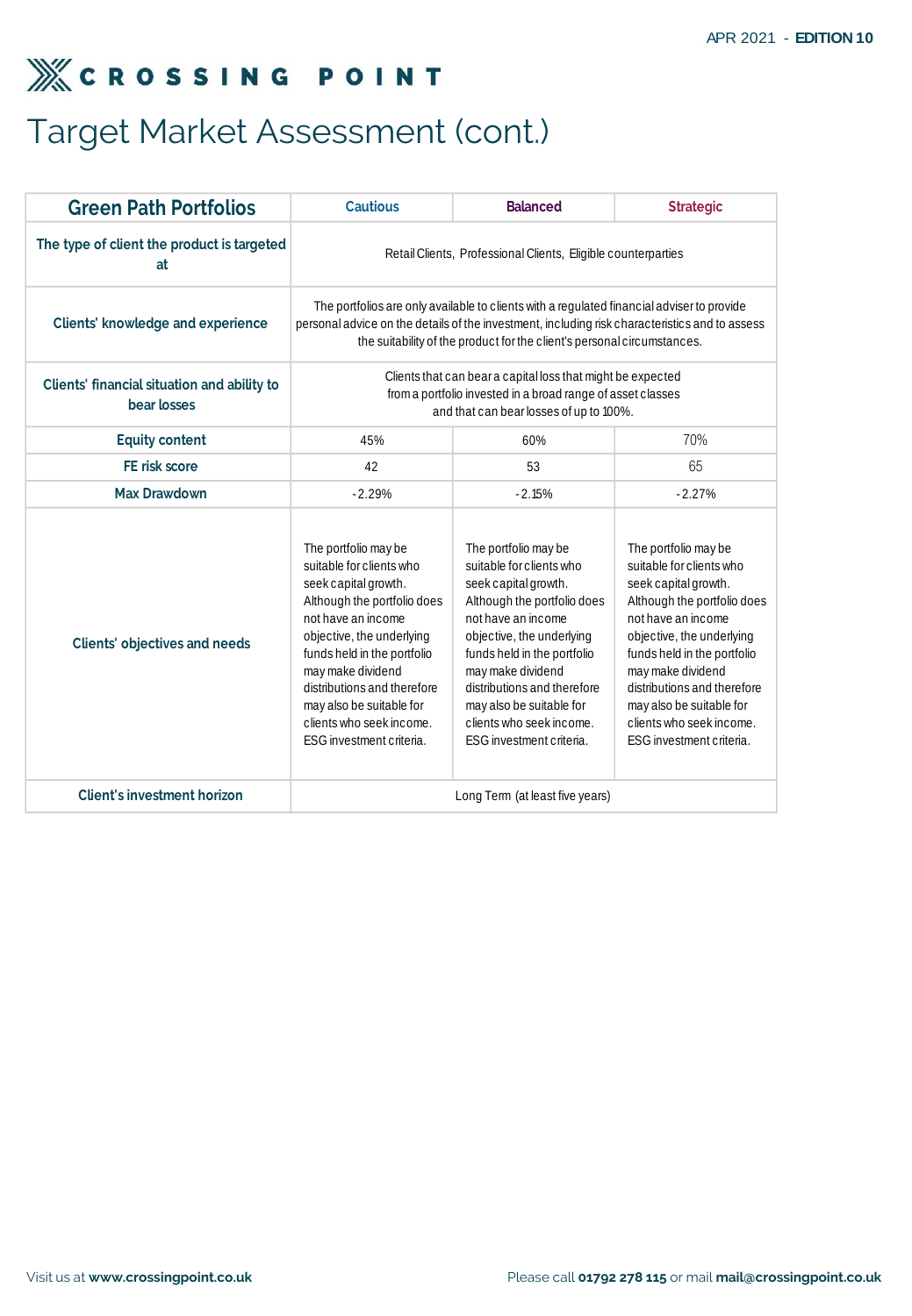# Target Market Assessment (cont.)

| Green Path Portfolios | Cautious | Balanced | Strategic |
|---|---|---|---|
| The type of client the product is targeted at | Retail Clients, Professional Clients, Eligible counterparties | | |
| Clients' knowledge and experience | The portfolios are only available to clients with a regulated financial adviser to provide personal advice on the details of the investment, including risk characteristics and to assess the suitability of the product for the client's personal circumstances. | | |
| Clients' financial situation and ability to bear losses | Clients that can bear a capital loss that might be expected from a portfolio invested in a broad range of asset classes and that can bear losses of up to 100%. | | |
| Equity content | 45% | 60% | 70% |
| FE risk score | 42 | 53 | 65 |
| Max Drawdown | -2.29% | -2.15% | -2.27% |
| Clients' objectives and needs | The portfolio may be suitable for clients who seek capital growth. Although the portfolio does not have an income objective, the underlying funds held in the portfolio may make dividend distributions and therefore may also be suitable for clients who seek income. ESG investment criteria. | The portfolio may be suitable for clients who seek capital growth. Although the portfolio does not have an income objective, the underlying funds held in the portfolio may make dividend distributions and therefore may also be suitable for clients who seek income. ESG investment criteria. | The portfolio may be suitable for clients who seek capital growth. Although the portfolio does not have an income objective, the underlying funds held in the portfolio may make dividend distributions and therefore may also be suitable for clients who seek income. ESG investment criteria. |
| Client's investment horizon | Long Term (at least five years) | | |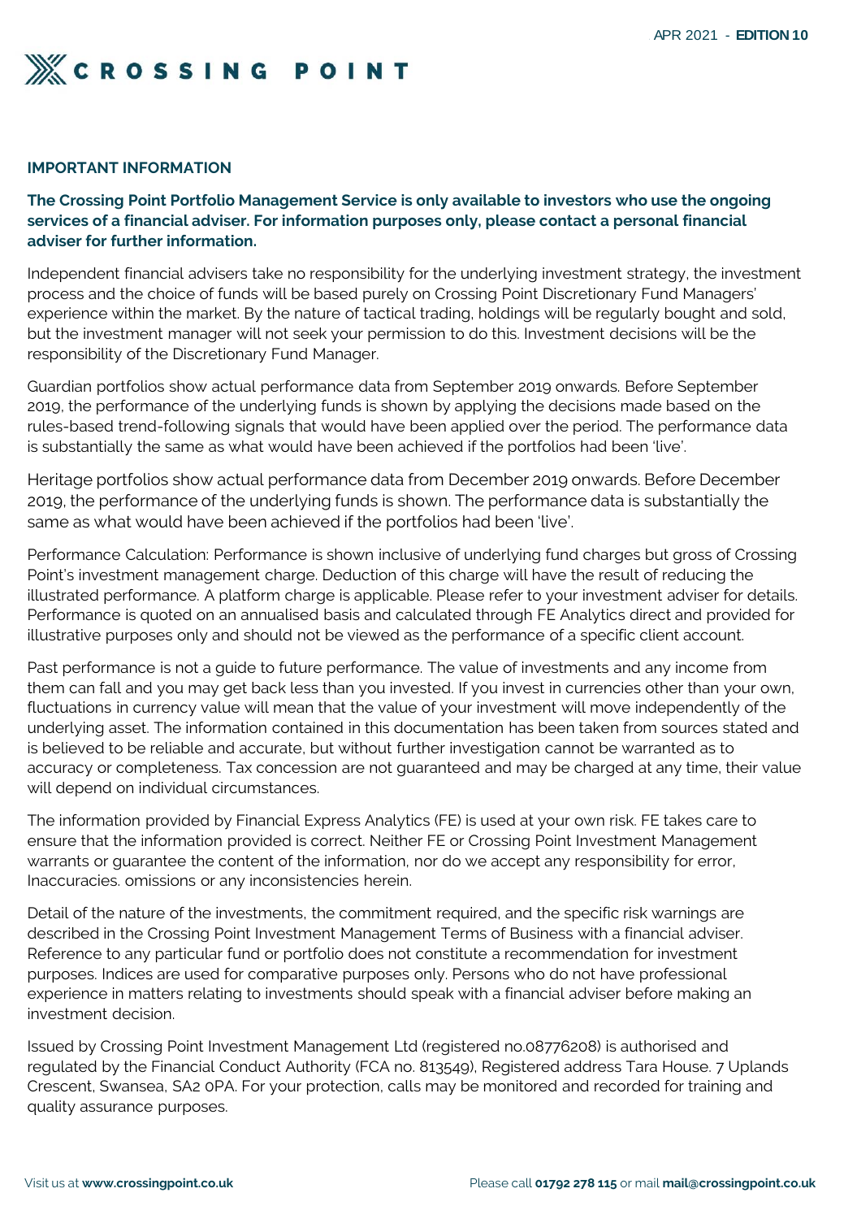## IMPORTANT INFORMATION

**The Crossing Point Portfolio Management Service is only available to investors who use the ongoing services of a financial adviser. For information purposes only, please contact a personal financial adviser for further information.**

Independent financial advisers take no responsibility for the underlying investment strategy, the investment process and the choice of funds will be based purely on Crossing Point Discretionary Fund Managers' experience within the market. By the nature of tactical trading, holdings will be regularly bought and sold, but the investment manager will not seek your permission to do this. Investment decisions will be the responsibility of the Discretionary Fund Manager.

Guardian portfolios show actual performance data from September 2019 onwards. Before September 2019, the performance of the underlying funds is shown by applying the decisions made based on the rules-based trend-following signals that would have been applied over the period. The performance data is substantially the same as what would have been achieved if the portfolios had been 'live'.

Heritage portfolios show actual performance data from December 2019 onwards. Before December 2019, the performance of the underlying funds is shown. The performance data is substantially the same as what would have been achieved if the portfolios had been 'live'.

Performance Calculation: Performance is shown inclusive of underlying fund charges but gross of Crossing Point's investment management charge. Deduction of this charge will have the result of reducing the illustrated performance. A platform charge is applicable. Please refer to your investment adviser for details. Performance is quoted on an annualised basis and calculated through FE Analytics direct and provided for illustrative purposes only and should not be viewed as the performance of a specific client account.

Past performance is not a guide to future performance. The value of investments and any income from them can fall and you may get back less than you invested. If you invest in currencies other than your own, fluctuations in currency value will mean that the value of your investment will move independently of the underlying asset. The information contained in this documentation has been taken from sources stated and is believed to be reliable and accurate, but without further investigation cannot be warranted as to accuracy or completeness. Tax concession are not guaranteed and may be charged at any time, their value will depend on individual circumstances.

The information provided by Financial Express Analytics (FE) is used at your own risk. FE takes care to ensure that the information provided is correct. Neither FE or Crossing Point Investment Management warrants or guarantee the content of the information, nor do we accept any responsibility for error, Inaccuracies. omissions or any inconsistencies herein.

Detail of the nature of the investments, the commitment required, and the specific risk warnings are described in the Crossing Point Investment Management Terms of Business with a financial adviser. Reference to any particular fund or portfolio does not constitute a recommendation for investment purposes. Indices are used for comparative purposes only. Persons who do not have professional experience in matters relating to investments should speak with a financial adviser before making an investment decision.

Issued by Crossing Point Investment Management Ltd (registered no.08776208) is authorised and regulated by the Financial Conduct Authority (FCA no. 813549), Registered address Tara House. 7 Uplands Crescent, Swansea, SA2 0PA. For your protection, calls may be monitored and recorded for training and quality assurance purposes.